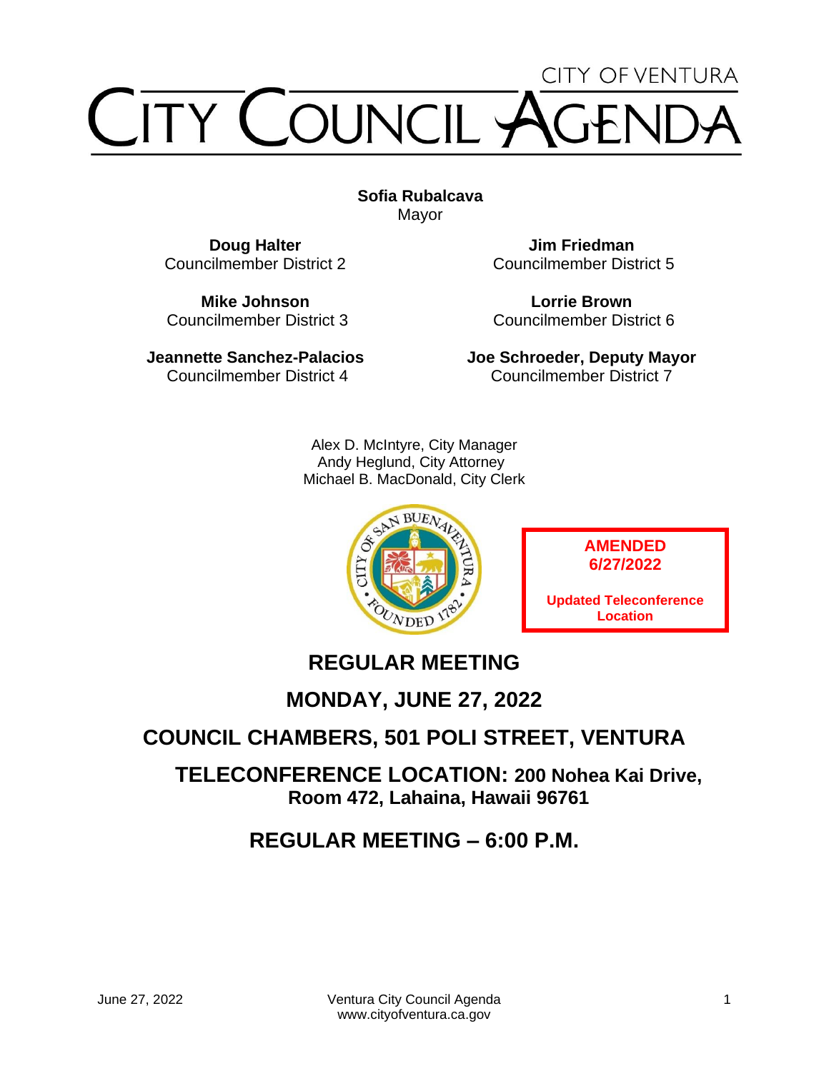CITY OF VENTURA

# CITY COUNCIL AGENDA

**Sofia Rubalcava**
Mayor

**Doug Halter**
Councilmember District 2

**Mike Johnson**
Councilmember District 3

**Jeannette Sanchez-Palacios**
Councilmember District 4

**Jim Friedman**
Councilmember District 5

**Lorrie Brown**
Councilmember District 6

**Joe Schroeder, Deputy Mayor**
Councilmember District 7

Alex D. McIntyre, City Manager
Andy Heglund, City Attorney
Michael B. MacDonald, City Clerk

**AMENDED 6/27/2022**

**Updated Teleconference Location**

## REGULAR MEETING

## MONDAY, JUNE 27, 2022

## COUNCIL CHAMBERS, 501 POLI STREET, VENTURA

## TELECONFERENCE LOCATION: 200 Nohea Kai Drive, Room 472, Lahaina, Hawaii 96761

## REGULAR MEETING – 6:00 P.M.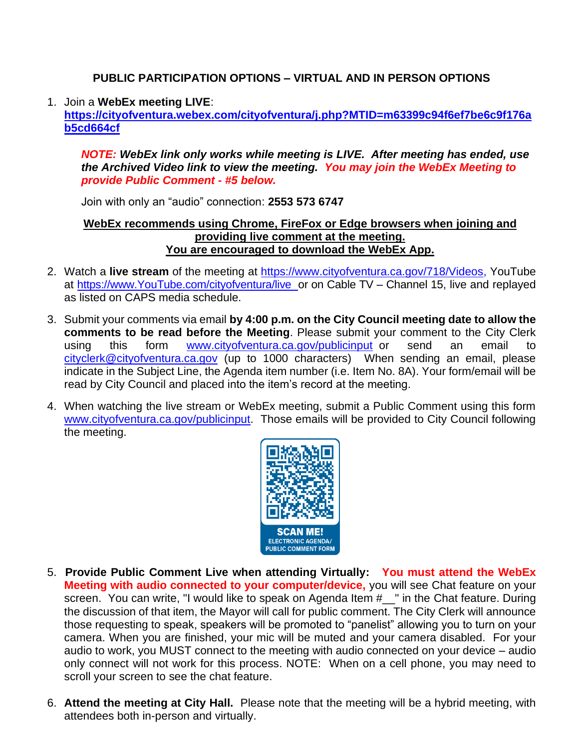## PUBLIC PARTICIPATION OPTIONS – VIRTUAL AND IN PERSON OPTIONS

1. Join a **WebEx meeting LIVE**: **https://cityofventura.webex.com/cityofventura/j.php?MTID=m63399c94f6ef7be6c9f176ab5cd664cf**

   ***NOTE: WebEx link only works while meeting is LIVE. After meeting has ended, use the Archived Video link to view the meeting. You may join the WebEx Meeting to provide Public Comment - #5 below.***

   Join with only an "audio" connection: **2553 573 6747**

   **WebEx recommends using Chrome, FireFox or Edge browsers when joining and providing live comment at the meeting.**
   **You are encouraged to download the WebEx App.**

2. Watch a **live stream** of the meeting at https://www.cityofventura.ca.gov/718/Videos, YouTube at https://www.YouTube.com/cityofventura/live or on Cable TV – Channel 15, live and replayed as listed on CAPS media schedule.

3. Submit your comments via email **by 4:00 p.m. on the City Council meeting date to allow the comments to be read before the Meeting**. Please submit your comment to the City Clerk using this form www.cityofventura.ca.gov/publicinput or send an email to cityclerk@cityofventura.ca.gov (up to 1000 characters) When sending an email, please indicate in the Subject Line, the Agenda item number (i.e. Item No. 8A). Your form/email will be read by City Council and placed into the item's record at the meeting.

4. When watching the live stream or WebEx meeting, submit a Public Comment using this form www.cityofventura.ca.gov/publicinput. Those emails will be provided to City Council following the meeting.

   SCAN ME! ELECTRONIC AGENDA/ PUBLIC COMMENT FORM

5. **Provide Public Comment Live when attending Virtually: You must attend the WebEx Meeting with audio connected to your computer/device,** you will see Chat feature on your screen. You can write, "I would like to speak on Agenda Item #__" in the Chat feature. During the discussion of that item, the Mayor will call for public comment. The City Clerk will announce those requesting to speak, speakers will be promoted to "panelist" allowing you to turn on your camera. When you are finished, your mic will be muted and your camera disabled. For your audio to work, you MUST connect to the meeting with audio connected on your device – audio only connect will not work for this process. NOTE: When on a cell phone, you may need to scroll your screen to see the chat feature.

6. **Attend the meeting at City Hall.** Please note that the meeting will be a hybrid meeting, with attendees both in-person and virtually.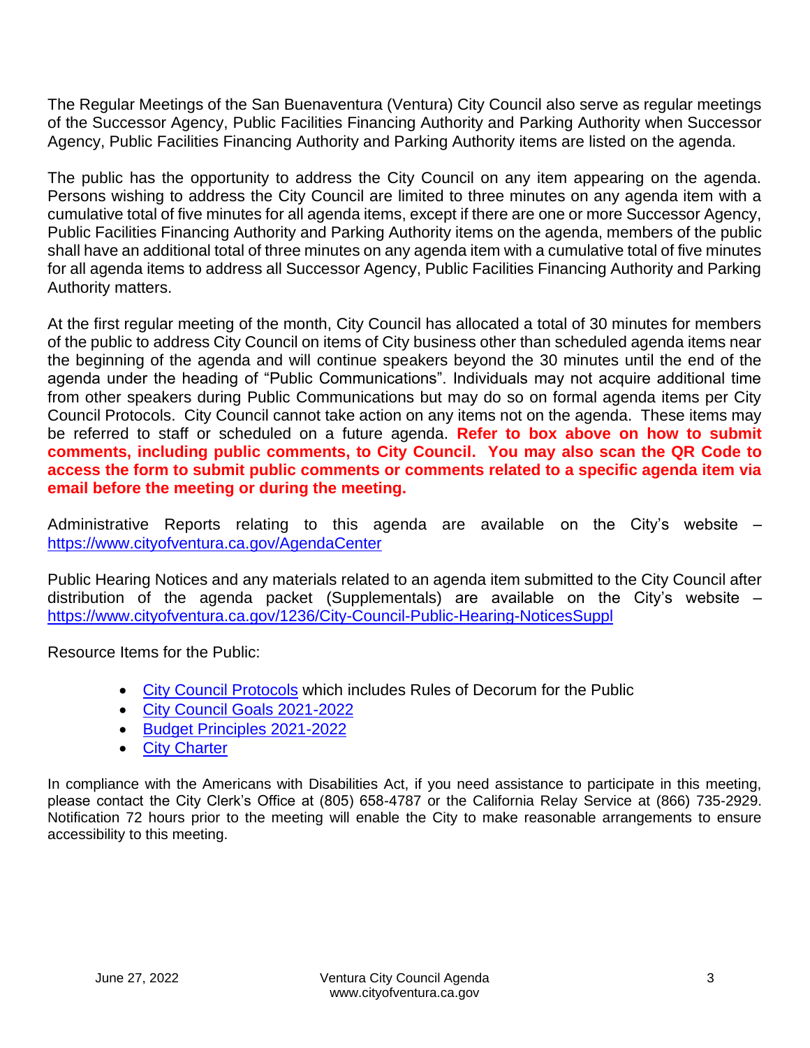The Regular Meetings of the San Buenaventura (Ventura) City Council also serve as regular meetings of the Successor Agency, Public Facilities Financing Authority and Parking Authority when Successor Agency, Public Facilities Financing Authority and Parking Authority items are listed on the agenda.

The public has the opportunity to address the City Council on any item appearing on the agenda. Persons wishing to address the City Council are limited to three minutes on any agenda item with a cumulative total of five minutes for all agenda items, except if there are one or more Successor Agency, Public Facilities Financing Authority and Parking Authority items on the agenda, members of the public shall have an additional total of three minutes on any agenda item with a cumulative total of five minutes for all agenda items to address all Successor Agency, Public Facilities Financing Authority and Parking Authority matters.

At the first regular meeting of the month, City Council has allocated a total of 30 minutes for members of the public to address City Council on items of City business other than scheduled agenda items near the beginning of the agenda and will continue speakers beyond the 30 minutes until the end of the agenda under the heading of "Public Communications". Individuals may not acquire additional time from other speakers during Public Communications but may do so on formal agenda items per City Council Protocols. City Council cannot take action on any items not on the agenda. These items may be referred to staff or scheduled on a future agenda. **Refer to box above on how to submit comments, including public comments, to City Council. You may also scan the QR Code to access the form to submit public comments or comments related to a specific agenda item via email before the meeting or during the meeting.**

Administrative Reports relating to this agenda are available on the City's website – [https://www.cityofventura.ca.gov/AgendaCenter](https://www.cityofventura.ca.gov/AgendaCenter)

Public Hearing Notices and any materials related to an agenda item submitted to the City Council after distribution of the agenda packet (Supplementals) are available on the City's website – [https://www.cityofventura.ca.gov/1236/City-Council-Public-Hearing-NoticesSuppl](https://www.cityofventura.ca.gov/1236/City-Council-Public-Hearing-NoticesSuppl)

Resource Items for the Public:

- City Council Protocols which includes Rules of Decorum for the Public
- City Council Goals 2021-2022
- Budget Principles 2021-2022
- City Charter

In compliance with the Americans with Disabilities Act, if you need assistance to participate in this meeting, please contact the City Clerk's Office at (805) 658-4787 or the California Relay Service at (866) 735-2929. Notification 72 hours prior to the meeting will enable the City to make reasonable arrangements to ensure accessibility to this meeting.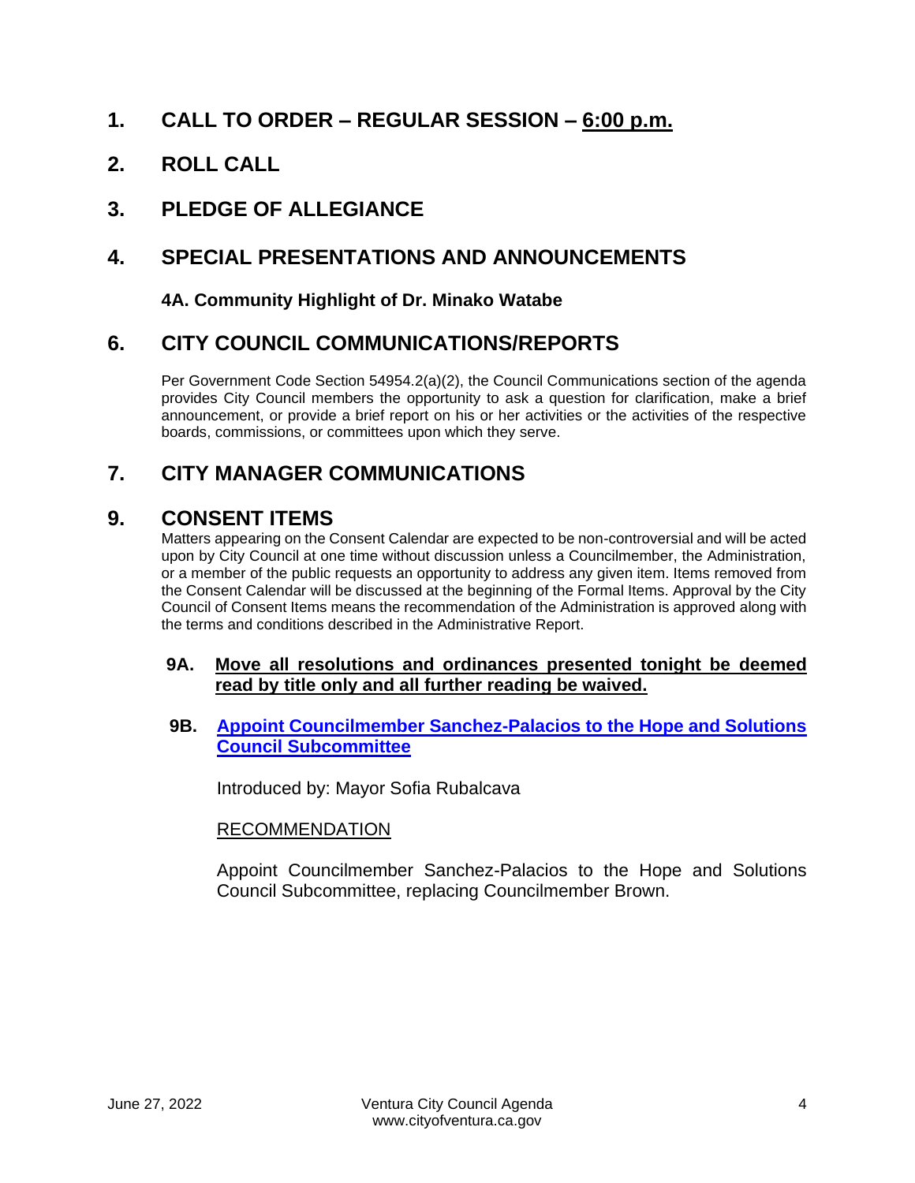# 1. CALL TO ORDER – REGULAR SESSION – 6:00 p.m.

# 2. ROLL CALL

# 3. PLEDGE OF ALLEGIANCE

# 4. SPECIAL PRESENTATIONS AND ANNOUNCEMENTS

### 4A. Community Highlight of Dr. Minako Watabe

# 6. CITY COUNCIL COMMUNICATIONS/REPORTS

Per Government Code Section 54954.2(a)(2), the Council Communications section of the agenda provides City Council members the opportunity to ask a question for clarification, make a brief announcement, or provide a brief report on his or her activities or the activities of the respective boards, commissions, or committees upon which they serve.

# 7. CITY MANAGER COMMUNICATIONS

# 9. CONSENT ITEMS

Matters appearing on the Consent Calendar are expected to be non-controversial and will be acted upon by City Council at one time without discussion unless a Councilmember, the Administration, or a member of the public requests an opportunity to address any given item. Items removed from the Consent Calendar will be discussed at the beginning of the Formal Items. Approval by the City Council of Consent Items means the recommendation of the Administration is approved along with the terms and conditions described in the Administrative Report.

**9A. Move all resolutions and ordinances presented tonight be deemed read by title only and all further reading be waived.**

**9B. Appoint Councilmember Sanchez-Palacios to the Hope and Solutions Council Subcommittee**

Introduced by: Mayor Sofia Rubalcava

RECOMMENDATION

Appoint Councilmember Sanchez-Palacios to the Hope and Solutions Council Subcommittee, replacing Councilmember Brown.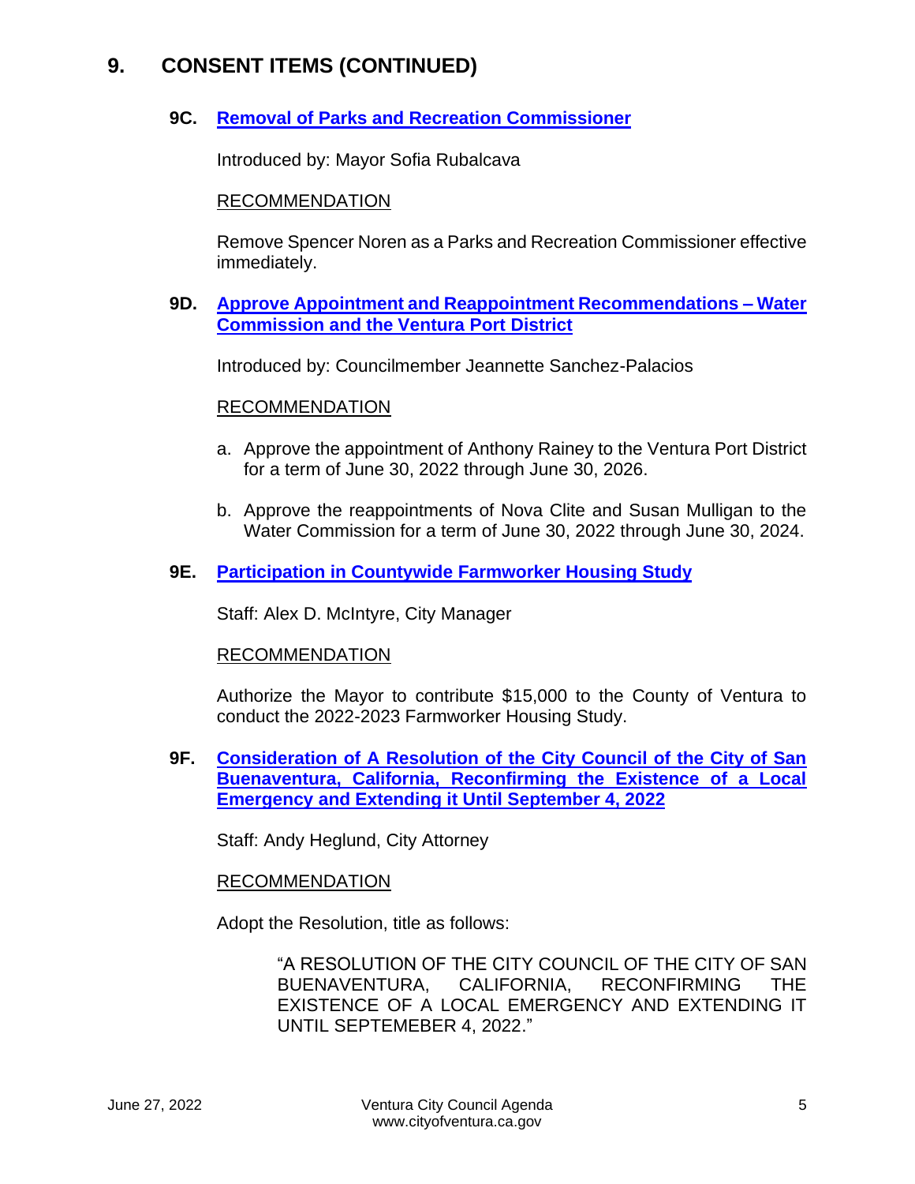## 9. CONSENT ITEMS (CONTINUED)

### 9C. Removal of Parks and Recreation Commissioner

Introduced by: Mayor Sofia Rubalcava

RECOMMENDATION

Remove Spencer Noren as a Parks and Recreation Commissioner effective immediately.

### 9D. Approve Appointment and Reappointment Recommendations – Water Commission and the Ventura Port District

Introduced by: Councilmember Jeannette Sanchez-Palacios

RECOMMENDATION

a. Approve the appointment of Anthony Rainey to the Ventura Port District for a term of June 30, 2022 through June 30, 2026.

b. Approve the reappointments of Nova Clite and Susan Mulligan to the Water Commission for a term of June 30, 2022 through June 30, 2024.

### 9E. Participation in Countywide Farmworker Housing Study

Staff: Alex D. McIntyre, City Manager

RECOMMENDATION

Authorize the Mayor to contribute $15,000 to the County of Ventura to conduct the 2022-2023 Farmworker Housing Study.

### 9F. Consideration of A Resolution of the City Council of the City of San Buenaventura, California, Reconfirming the Existence of a Local Emergency and Extending it Until September 4, 2022

Staff: Andy Heglund, City Attorney

RECOMMENDATION

Adopt the Resolution, title as follows:

> "A RESOLUTION OF THE CITY COUNCIL OF THE CITY OF SAN BUENAVENTURA, CALIFORNIA, RECONFIRMING THE EXISTENCE OF A LOCAL EMERGENCY AND EXTENDING IT UNTIL SEPTEMEBER 4, 2022."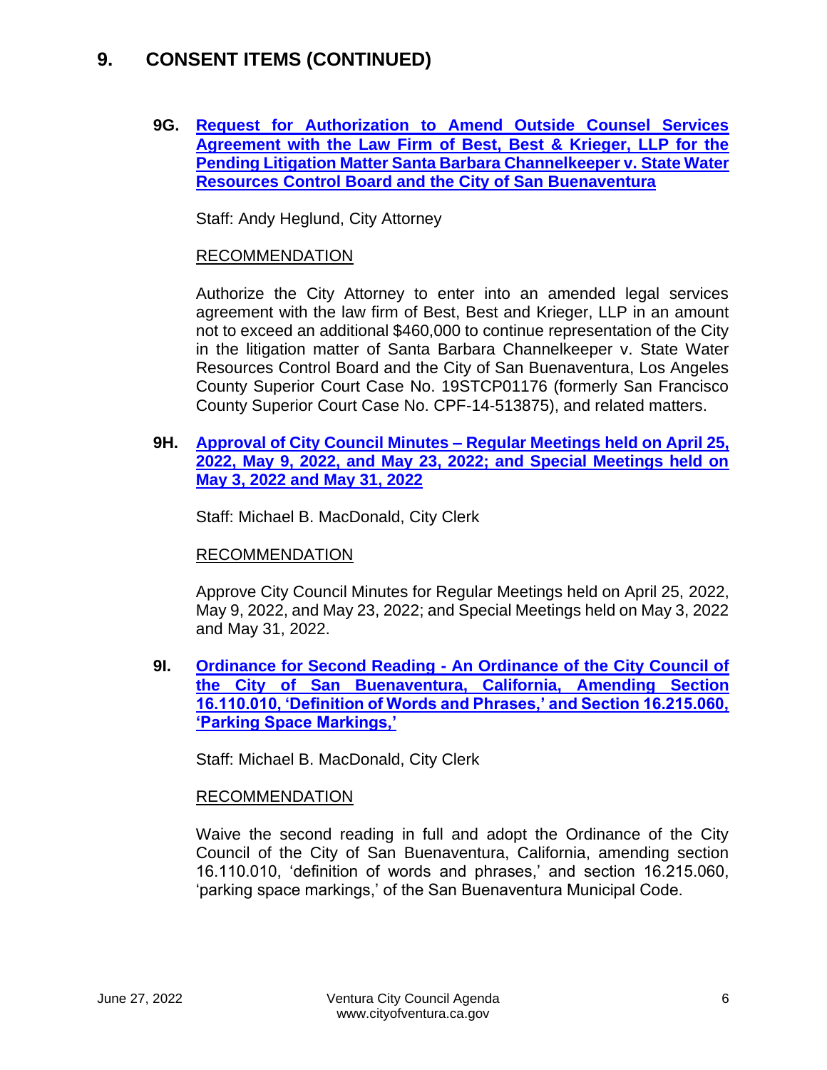## 9. CONSENT ITEMS (CONTINUED)

**9G. Request for Authorization to Amend Outside Counsel Services Agreement with the Law Firm of Best, Best & Krieger, LLP for the Pending Litigation Matter Santa Barbara Channelkeeper v. State Water Resources Control Board and the City of San Buenaventura**

Staff: Andy Heglund, City Attorney

RECOMMENDATION

Authorize the City Attorney to enter into an amended legal services agreement with the law firm of Best, Best and Krieger, LLP in an amount not to exceed an additional $460,000 to continue representation of the City in the litigation matter of Santa Barbara Channelkeeper v. State Water Resources Control Board and the City of San Buenaventura, Los Angeles County Superior Court Case No. 19STCP01176 (formerly San Francisco County Superior Court Case No. CPF-14-513875), and related matters.

**9H. Approval of City Council Minutes – Regular Meetings held on April 25, 2022, May 9, 2022, and May 23, 2022; and Special Meetings held on May 3, 2022 and May 31, 2022**

Staff: Michael B. MacDonald, City Clerk

RECOMMENDATION

Approve City Council Minutes for Regular Meetings held on April 25, 2022, May 9, 2022, and May 23, 2022; and Special Meetings held on May 3, 2022 and May 31, 2022.

**9I. Ordinance for Second Reading - An Ordinance of the City Council of the City of San Buenaventura, California, Amending Section 16.110.010, 'Definition of Words and Phrases,' and Section 16.215.060, 'Parking Space Markings,'**

Staff: Michael B. MacDonald, City Clerk

RECOMMENDATION

Waive the second reading in full and adopt the Ordinance of the City Council of the City of San Buenaventura, California, amending section 16.110.010, 'definition of words and phrases,' and section 16.215.060, 'parking space markings,' of the San Buenaventura Municipal Code.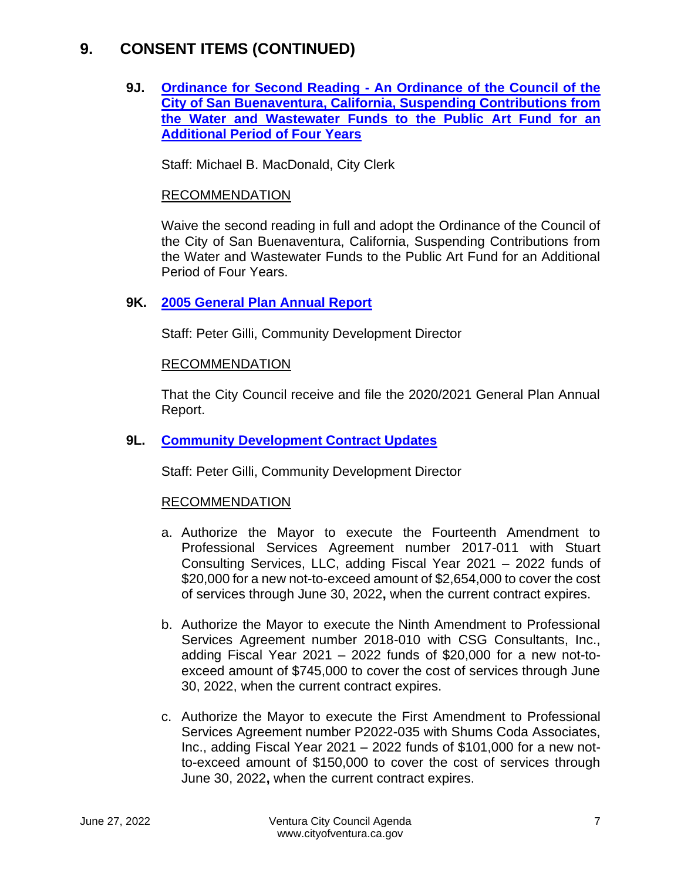## 9. CONSENT ITEMS (CONTINUED)

### 9J. Ordinance for Second Reading - An Ordinance of the Council of the City of San Buenaventura, California, Suspending Contributions from the Water and Wastewater Funds to the Public Art Fund for an Additional Period of Four Years

Staff: Michael B. MacDonald, City Clerk

RECOMMENDATION

Waive the second reading in full and adopt the Ordinance of the Council of the City of San Buenaventura, California, Suspending Contributions from the Water and Wastewater Funds to the Public Art Fund for an Additional Period of Four Years.

### 9K. 2005 General Plan Annual Report

Staff: Peter Gilli, Community Development Director

RECOMMENDATION

That the City Council receive and file the 2020/2021 General Plan Annual Report.

### 9L. Community Development Contract Updates

Staff: Peter Gilli, Community Development Director

RECOMMENDATION

a. Authorize the Mayor to execute the Fourteenth Amendment to Professional Services Agreement number 2017-011 with Stuart Consulting Services, LLC, adding Fiscal Year 2021 – 2022 funds of $20,000 for a new not-to-exceed amount of $2,654,000 to cover the cost of services through June 30, 2022**,** when the current contract expires.

b. Authorize the Mayor to execute the Ninth Amendment to Professional Services Agreement number 2018-010 with CSG Consultants, Inc., adding Fiscal Year 2021 – 2022 funds of $20,000 for a new not-to-exceed amount of $745,000 to cover the cost of services through June 30, 2022, when the current contract expires.

c. Authorize the Mayor to execute the First Amendment to Professional Services Agreement number P2022-035 with Shums Coda Associates, Inc., adding Fiscal Year 2021 – 2022 funds of $101,000 for a new not-to-exceed amount of $150,000 to cover the cost of services through June 30, 2022**,** when the current contract expires.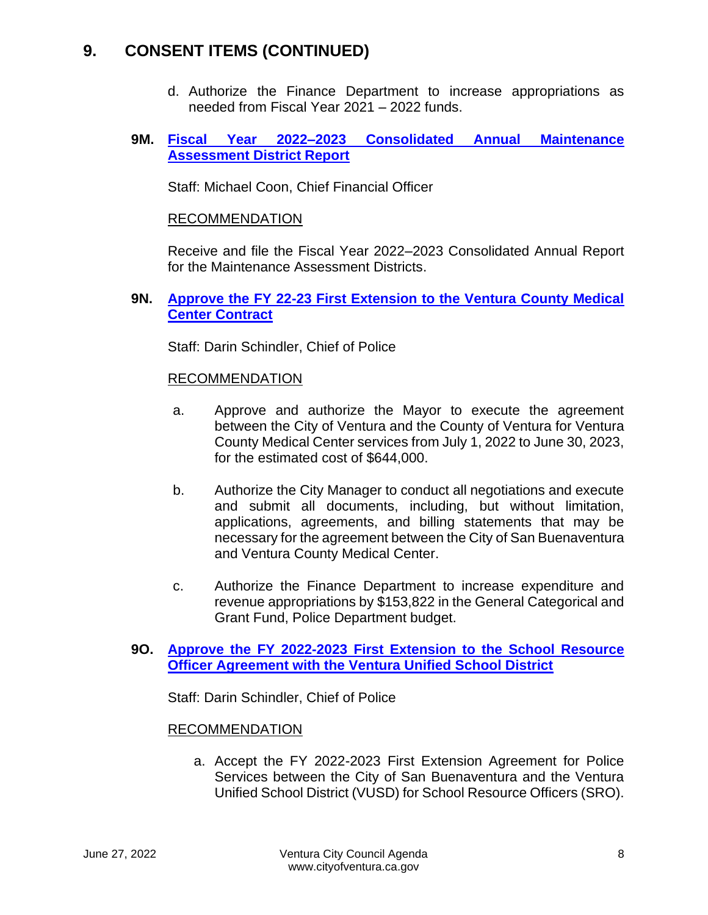## 9. CONSENT ITEMS (CONTINUED)

d. Authorize the Finance Department to increase appropriations as needed from Fiscal Year 2021 – 2022 funds.

### 9M. Fiscal Year 2022–2023 Consolidated Annual Maintenance Assessment District Report

Staff: Michael Coon, Chief Financial Officer

RECOMMENDATION

Receive and file the Fiscal Year 2022–2023 Consolidated Annual Report for the Maintenance Assessment Districts.

### 9N. Approve the FY 22-23 First Extension to the Ventura County Medical Center Contract

Staff: Darin Schindler, Chief of Police

RECOMMENDATION

a. Approve and authorize the Mayor to execute the agreement between the City of Ventura and the County of Ventura for Ventura County Medical Center services from July 1, 2022 to June 30, 2023, for the estimated cost of $644,000.

b. Authorize the City Manager to conduct all negotiations and execute and submit all documents, including, but without limitation, applications, agreements, and billing statements that may be necessary for the agreement between the City of San Buenaventura and Ventura County Medical Center.

c. Authorize the Finance Department to increase expenditure and revenue appropriations by $153,822 in the General Categorical and Grant Fund, Police Department budget.

### 9O. Approve the FY 2022-2023 First Extension to the School Resource Officer Agreement with the Ventura Unified School District

Staff: Darin Schindler, Chief of Police

RECOMMENDATION

a. Accept the FY 2022-2023 First Extension Agreement for Police Services between the City of San Buenaventura and the Ventura Unified School District (VUSD) for School Resource Officers (SRO).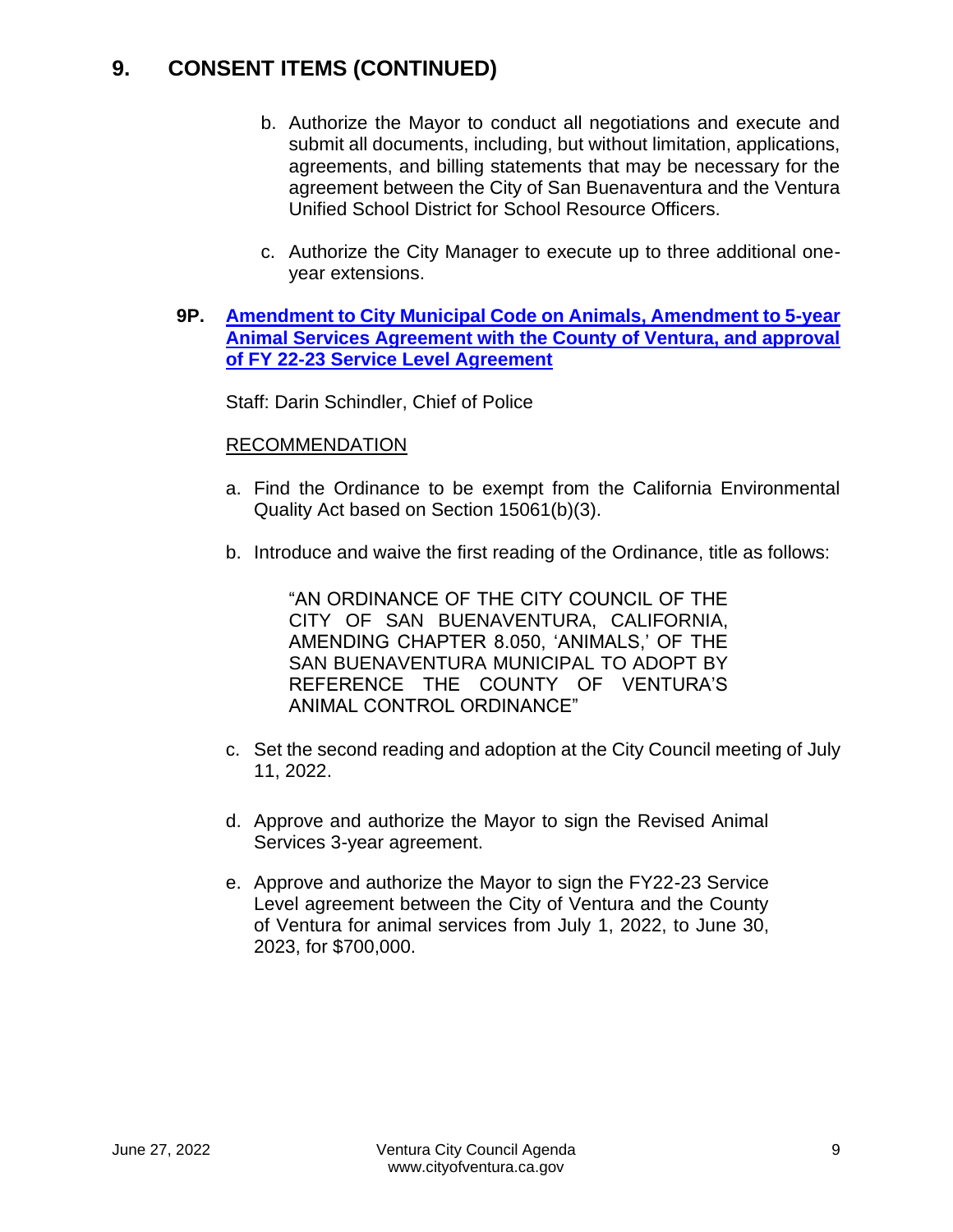# 9. CONSENT ITEMS (CONTINUED)

b. Authorize the Mayor to conduct all negotiations and execute and submit all documents, including, but without limitation, applications, agreements, and billing statements that may be necessary for the agreement between the City of San Buenaventura and the Ventura Unified School District for School Resource Officers.

c. Authorize the City Manager to execute up to three additional one-year extensions.

**9P. Amendment to City Municipal Code on Animals, Amendment to 5-year Animal Services Agreement with the County of Ventura, and approval of FY 22-23 Service Level Agreement**

Staff: Darin Schindler, Chief of Police

RECOMMENDATION

a. Find the Ordinance to be exempt from the California Environmental Quality Act based on Section 15061(b)(3).

b. Introduce and waive the first reading of the Ordinance, title as follows:

> "AN ORDINANCE OF THE CITY COUNCIL OF THE CITY OF SAN BUENAVENTURA, CALIFORNIA, AMENDING CHAPTER 8.050, 'ANIMALS,' OF THE SAN BUENAVENTURA MUNICIPAL TO ADOPT BY REFERENCE THE COUNTY OF VENTURA'S ANIMAL CONTROL ORDINANCE"

c. Set the second reading and adoption at the City Council meeting of July 11, 2022.

d. Approve and authorize the Mayor to sign the Revised Animal Services 3-year agreement.

e. Approve and authorize the Mayor to sign the FY22-23 Service Level agreement between the City of Ventura and the County of Ventura for animal services from July 1, 2022, to June 30, 2023, for $700,000.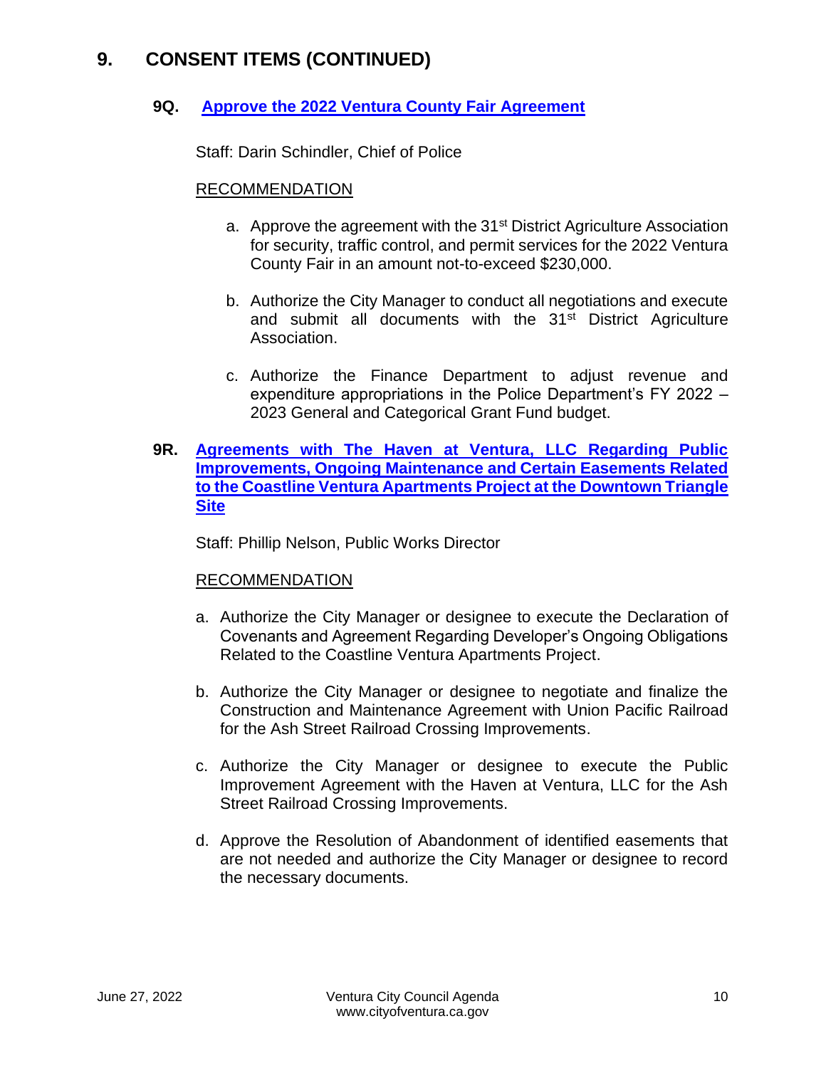## 9. CONSENT ITEMS (CONTINUED)

### 9Q. Approve the 2022 Ventura County Fair Agreement

Staff: Darin Schindler, Chief of Police

RECOMMENDATION

a. Approve the agreement with the 31st District Agriculture Association for security, traffic control, and permit services for the 2022 Ventura County Fair in an amount not-to-exceed $230,000.

b. Authorize the City Manager to conduct all negotiations and execute and submit all documents with the 31st District Agriculture Association.

c. Authorize the Finance Department to adjust revenue and expenditure appropriations in the Police Department's FY 2022 – 2023 General and Categorical Grant Fund budget.

### 9R. Agreements with The Haven at Ventura, LLC Regarding Public Improvements, Ongoing Maintenance and Certain Easements Related to the Coastline Ventura Apartments Project at the Downtown Triangle Site

Staff: Phillip Nelson, Public Works Director

RECOMMENDATION

a. Authorize the City Manager or designee to execute the Declaration of Covenants and Agreement Regarding Developer's Ongoing Obligations Related to the Coastline Ventura Apartments Project.

b. Authorize the City Manager or designee to negotiate and finalize the Construction and Maintenance Agreement with Union Pacific Railroad for the Ash Street Railroad Crossing Improvements.

c. Authorize the City Manager or designee to execute the Public Improvement Agreement with the Haven at Ventura, LLC for the Ash Street Railroad Crossing Improvements.

d. Approve the Resolution of Abandonment of identified easements that are not needed and authorize the City Manager or designee to record the necessary documents.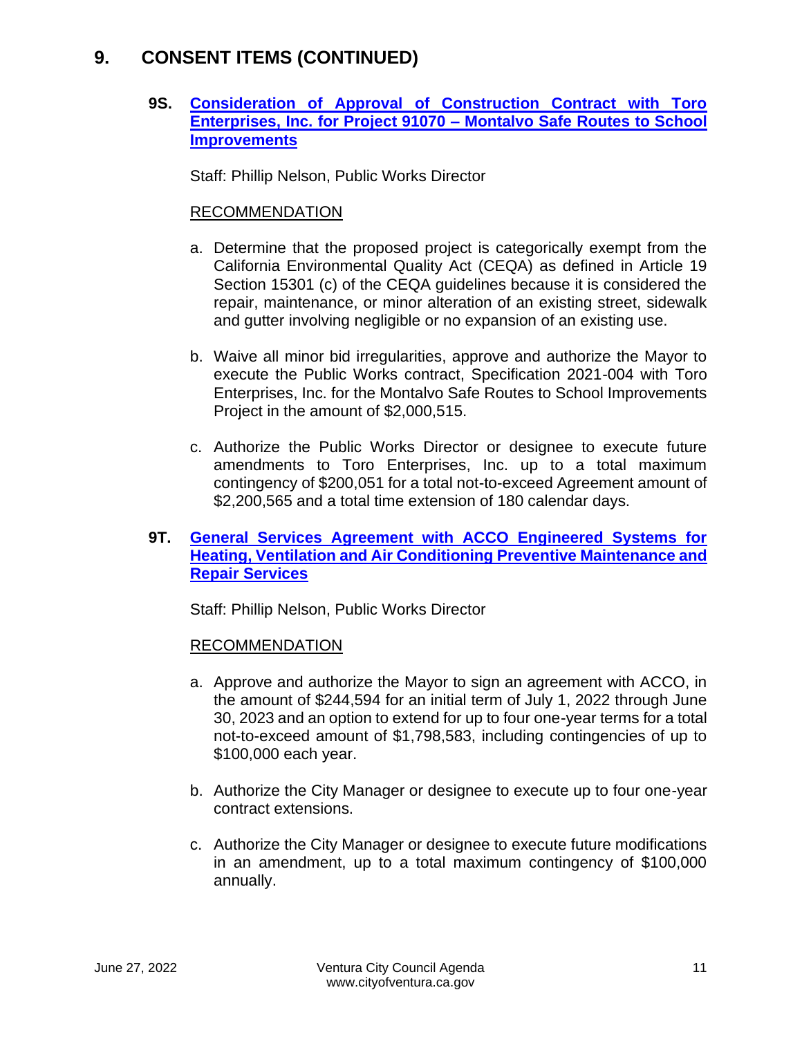# 9. CONSENT ITEMS (CONTINUED)

### 9S. **Consideration of Approval of Construction Contract with Toro Enterprises, Inc. for Project 91070 – Montalvo Safe Routes to School Improvements**

Staff: Phillip Nelson, Public Works Director

RECOMMENDATION

a. Determine that the proposed project is categorically exempt from the California Environmental Quality Act (CEQA) as defined in Article 19 Section 15301 (c) of the CEQA guidelines because it is considered the repair, maintenance, or minor alteration of an existing street, sidewalk and gutter involving negligible or no expansion of an existing use.

b. Waive all minor bid irregularities, approve and authorize the Mayor to execute the Public Works contract, Specification 2021-004 with Toro Enterprises, Inc. for the Montalvo Safe Routes to School Improvements Project in the amount of $2,000,515.

c. Authorize the Public Works Director or designee to execute future amendments to Toro Enterprises, Inc. up to a total maximum contingency of $200,051 for a total not-to-exceed Agreement amount of $2,200,565 and a total time extension of 180 calendar days.

### 9T. **General Services Agreement with ACCO Engineered Systems for Heating, Ventilation and Air Conditioning Preventive Maintenance and Repair Services**

Staff: Phillip Nelson, Public Works Director

RECOMMENDATION

a. Approve and authorize the Mayor to sign an agreement with ACCO, in the amount of $244,594 for an initial term of July 1, 2022 through June 30, 2023 and an option to extend for up to four one-year terms for a total not-to-exceed amount of $1,798,583, including contingencies of up to $100,000 each year.

b. Authorize the City Manager or designee to execute up to four one-year contract extensions.

c. Authorize the City Manager or designee to execute future modifications in an amendment, up to a total maximum contingency of $100,000 annually.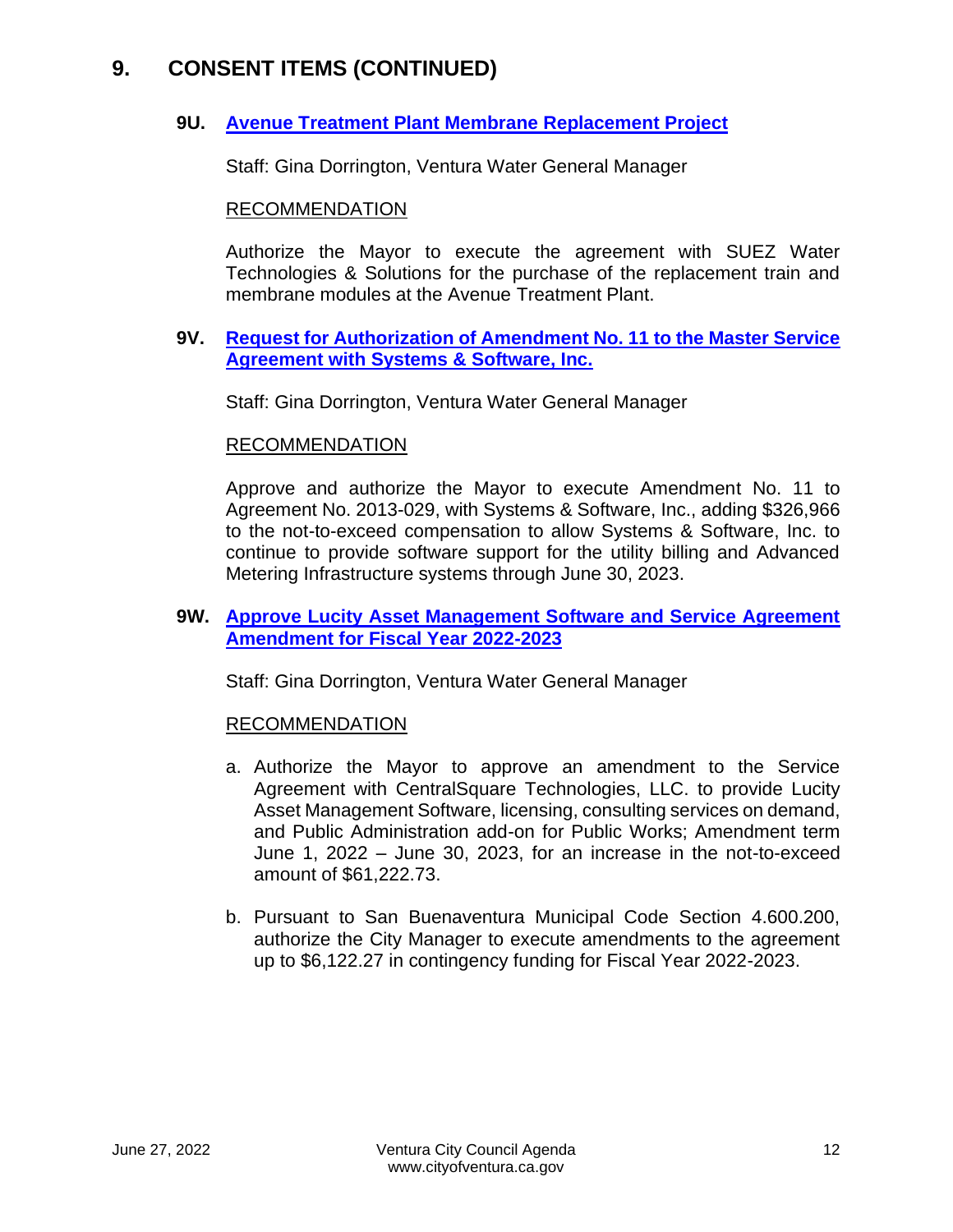# 9. CONSENT ITEMS (CONTINUED)

### 9U. [Avenue Treatment Plant Membrane Replacement Project]

Staff: Gina Dorrington, Ventura Water General Manager

RECOMMENDATION

Authorize the Mayor to execute the agreement with SUEZ Water Technologies & Solutions for the purchase of the replacement train and membrane modules at the Avenue Treatment Plant.

### 9V. [Request for Authorization of Amendment No. 11 to the Master Service Agreement with Systems & Software, Inc.]

Staff: Gina Dorrington, Ventura Water General Manager

RECOMMENDATION

Approve and authorize the Mayor to execute Amendment No. 11 to Agreement No. 2013-029, with Systems & Software, Inc., adding $326,966 to the not-to-exceed compensation to allow Systems & Software, Inc. to continue to provide software support for the utility billing and Advanced Metering Infrastructure systems through June 30, 2023.

### 9W. [Approve Lucity Asset Management Software and Service Agreement Amendment for Fiscal Year 2022-2023]

Staff: Gina Dorrington, Ventura Water General Manager

RECOMMENDATION

a. Authorize the Mayor to approve an amendment to the Service Agreement with CentralSquare Technologies, LLC. to provide Lucity Asset Management Software, licensing, consulting services on demand, and Public Administration add-on for Public Works; Amendment term June 1, 2022 – June 30, 2023, for an increase in the not-to-exceed amount of $61,222.73.

b. Pursuant to San Buenaventura Municipal Code Section 4.600.200, authorize the City Manager to execute amendments to the agreement up to $6,122.27 in contingency funding for Fiscal Year 2022-2023.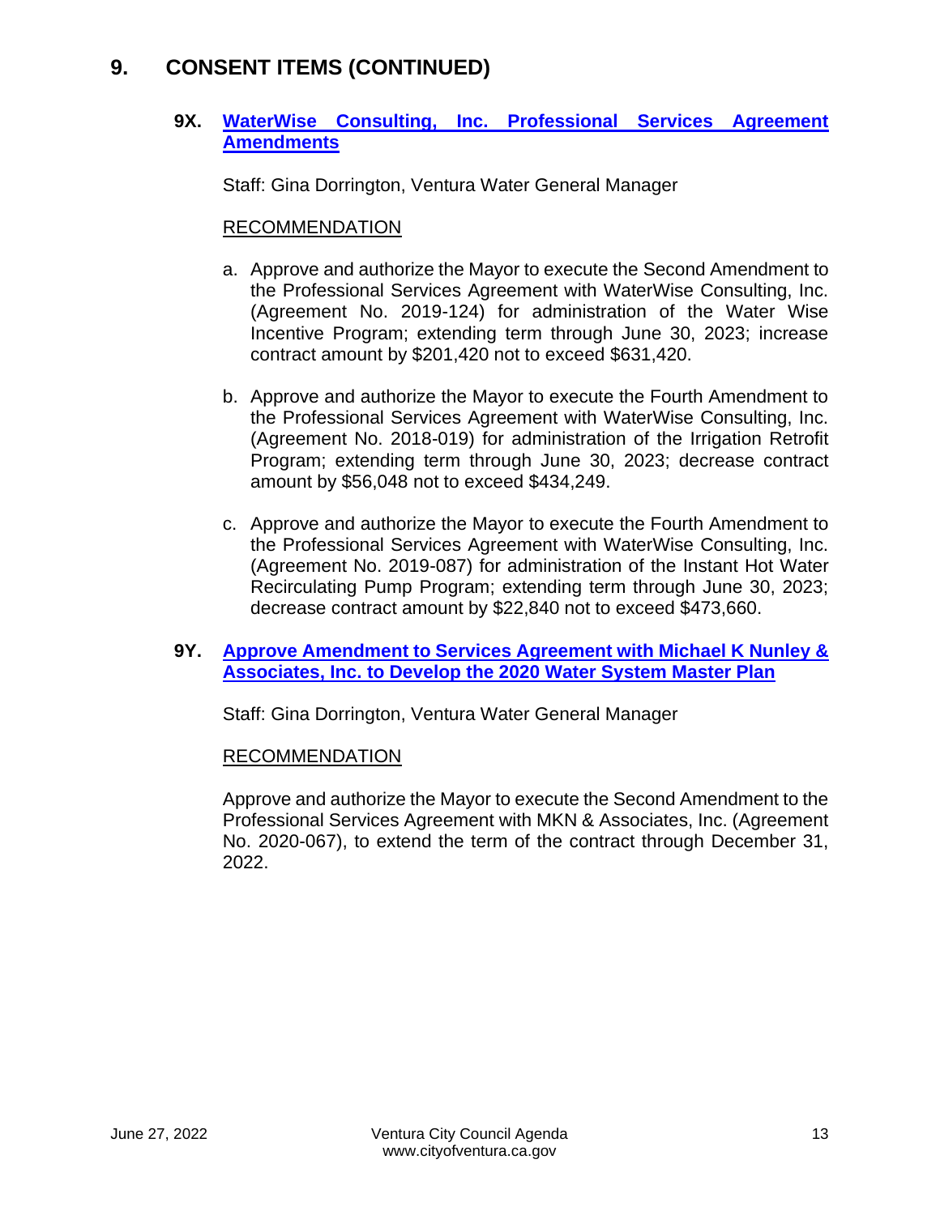## 9. CONSENT ITEMS (CONTINUED)

### 9X. [WaterWise Consulting, Inc. Professional Services Agreement Amendments]

Staff: Gina Dorrington, Ventura Water General Manager

RECOMMENDATION

a. Approve and authorize the Mayor to execute the Second Amendment to the Professional Services Agreement with WaterWise Consulting, Inc. (Agreement No. 2019-124) for administration of the Water Wise Incentive Program; extending term through June 30, 2023; increase contract amount by $201,420 not to exceed $631,420.

b. Approve and authorize the Mayor to execute the Fourth Amendment to the Professional Services Agreement with WaterWise Consulting, Inc. (Agreement No. 2018-019) for administration of the Irrigation Retrofit Program; extending term through June 30, 2023; decrease contract amount by $56,048 not to exceed $434,249.

c. Approve and authorize the Mayor to execute the Fourth Amendment to the Professional Services Agreement with WaterWise Consulting, Inc. (Agreement No. 2019-087) for administration of the Instant Hot Water Recirculating Pump Program; extending term through June 30, 2023; decrease contract amount by $22,840 not to exceed $473,660.

### 9Y. [Approve Amendment to Services Agreement with Michael K Nunley & Associates, Inc. to Develop the 2020 Water System Master Plan]

Staff: Gina Dorrington, Ventura Water General Manager

RECOMMENDATION

Approve and authorize the Mayor to execute the Second Amendment to the Professional Services Agreement with MKN & Associates, Inc. (Agreement No. 2020-067), to extend the term of the contract through December 31, 2022.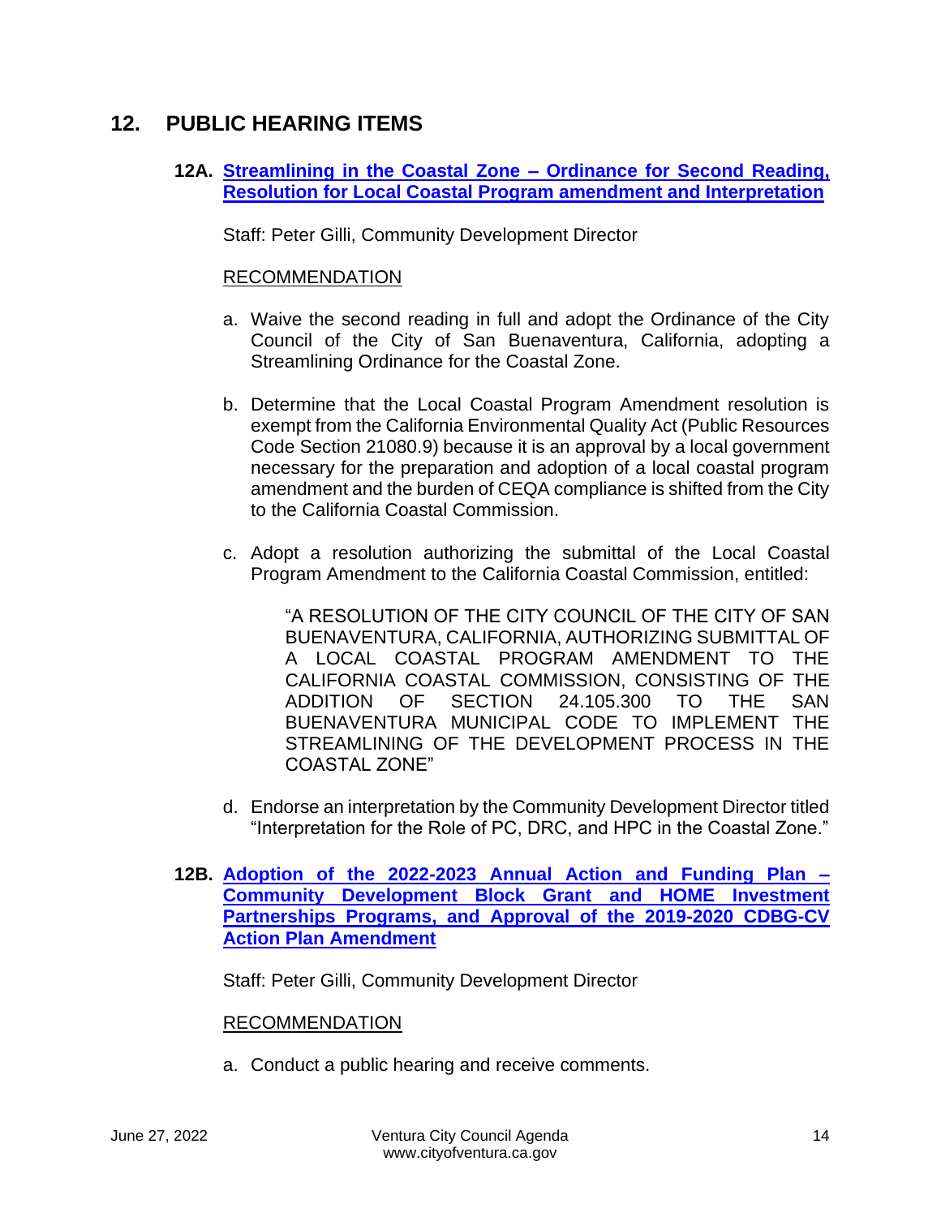## 12. PUBLIC HEARING ITEMS

### 12A. Streamlining in the Coastal Zone – Ordinance for Second Reading, Resolution for Local Coastal Program amendment and Interpretation

Staff: Peter Gilli, Community Development Director

RECOMMENDATION

a. Waive the second reading in full and adopt the Ordinance of the City Council of the City of San Buenaventura, California, adopting a Streamlining Ordinance for the Coastal Zone.

b. Determine that the Local Coastal Program Amendment resolution is exempt from the California Environmental Quality Act (Public Resources Code Section 21080.9) because it is an approval by a local government necessary for the preparation and adoption of a local coastal program amendment and the burden of CEQA compliance is shifted from the City to the California Coastal Commission.

c. Adopt a resolution authorizing the submittal of the Local Coastal Program Amendment to the California Coastal Commission, entitled:

   "A RESOLUTION OF THE CITY COUNCIL OF THE CITY OF SAN BUENAVENTURA, CALIFORNIA, AUTHORIZING SUBMITTAL OF A LOCAL COASTAL PROGRAM AMENDMENT TO THE CALIFORNIA COASTAL COMMISSION, CONSISTING OF THE ADDITION OF SECTION 24.105.300 TO THE SAN BUENAVENTURA MUNICIPAL CODE TO IMPLEMENT THE STREAMLINING OF THE DEVELOPMENT PROCESS IN THE COASTAL ZONE"

d. Endorse an interpretation by the Community Development Director titled "Interpretation for the Role of PC, DRC, and HPC in the Coastal Zone."

### 12B. Adoption of the 2022-2023 Annual Action and Funding Plan – Community Development Block Grant and HOME Investment Partnerships Programs, and Approval of the 2019-2020 CDBG-CV Action Plan Amendment

Staff: Peter Gilli, Community Development Director

RECOMMENDATION

a. Conduct a public hearing and receive comments.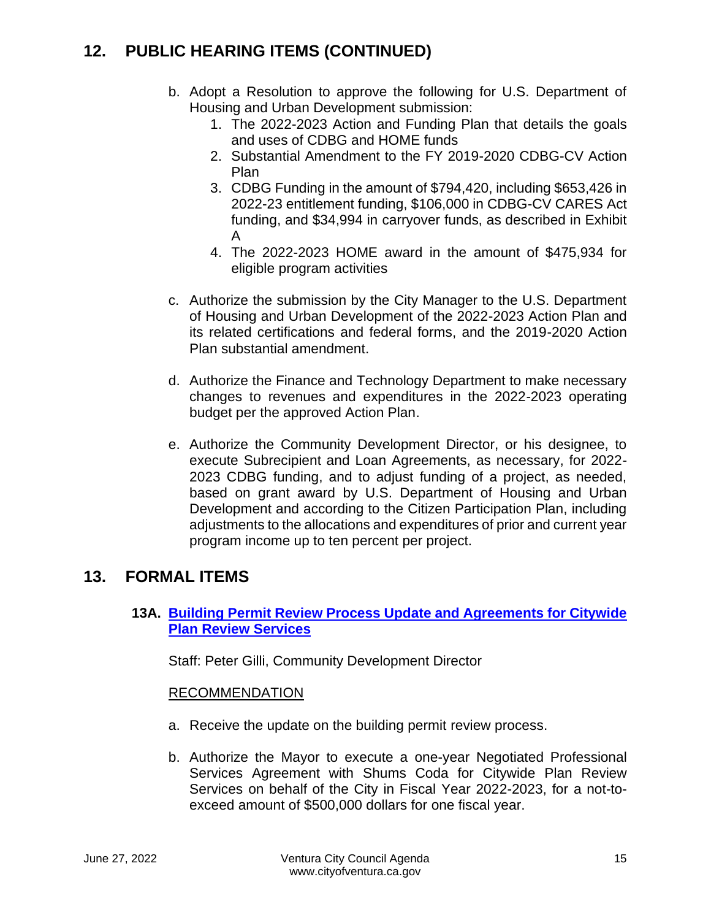## 12. PUBLIC HEARING ITEMS (CONTINUED)

b. Adopt a Resolution to approve the following for U.S. Department of Housing and Urban Development submission:
   1. The 2022-2023 Action and Funding Plan that details the goals and uses of CDBG and HOME funds
   2. Substantial Amendment to the FY 2019-2020 CDBG-CV Action Plan
   3. CDBG Funding in the amount of $794,420, including $653,426 in 2022-23 entitlement funding, $106,000 in CDBG-CV CARES Act funding, and $34,994 in carryover funds, as described in Exhibit A
   4. The 2022-2023 HOME award in the amount of $475,934 for eligible program activities

c. Authorize the submission by the City Manager to the U.S. Department of Housing and Urban Development of the 2022-2023 Action Plan and its related certifications and federal forms, and the 2019-2020 Action Plan substantial amendment.

d. Authorize the Finance and Technology Department to make necessary changes to revenues and expenditures in the 2022-2023 operating budget per the approved Action Plan.

e. Authorize the Community Development Director, or his designee, to execute Subrecipient and Loan Agreements, as necessary, for 2022-2023 CDBG funding, and to adjust funding of a project, as needed, based on grant award by U.S. Department of Housing and Urban Development and according to the Citizen Participation Plan, including adjustments to the allocations and expenditures of prior and current year program income up to ten percent per project.

## 13. FORMAL ITEMS

### 13A. Building Permit Review Process Update and Agreements for Citywide Plan Review Services

Staff: Peter Gilli, Community Development Director

RECOMMENDATION

a. Receive the update on the building permit review process.

b. Authorize the Mayor to execute a one-year Negotiated Professional Services Agreement with Shums Coda for Citywide Plan Review Services on behalf of the City in Fiscal Year 2022-2023, for a not-to-exceed amount of $500,000 dollars for one fiscal year.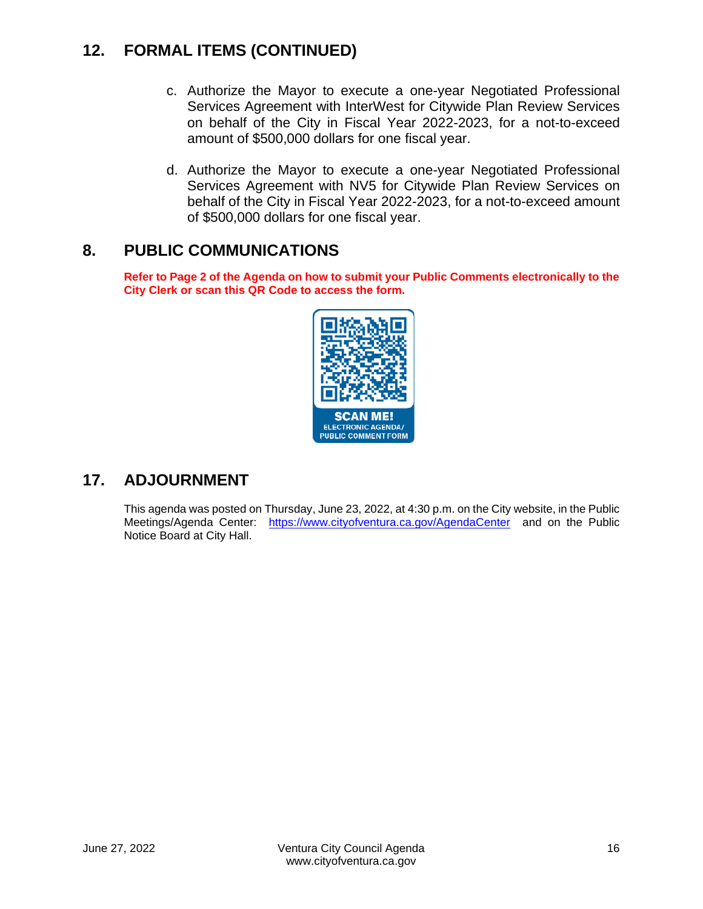## 12. FORMAL ITEMS (CONTINUED)

c. Authorize the Mayor to execute a one-year Negotiated Professional Services Agreement with InterWest for Citywide Plan Review Services on behalf of the City in Fiscal Year 2022-2023, for a not-to-exceed amount of $500,000 dollars for one fiscal year.

d. Authorize the Mayor to execute a one-year Negotiated Professional Services Agreement with NV5 for Citywide Plan Review Services on behalf of the City in Fiscal Year 2022-2023, for a not-to-exceed amount of $500,000 dollars for one fiscal year.

## 8. PUBLIC COMMUNICATIONS

**Refer to Page 2 of the Agenda on how to submit your Public Comments electronically to the City Clerk or scan this QR Code to access the form.**

SCAN ME!
ELECTRONIC AGENDA/
PUBLIC COMMENT FORM

## 17. ADJOURNMENT

This agenda was posted on Thursday, June 23, 2022, at 4:30 p.m. on the City website, in the Public Meetings/Agenda Center: https://www.cityofventura.ca.gov/AgendaCenter and on the Public Notice Board at City Hall.